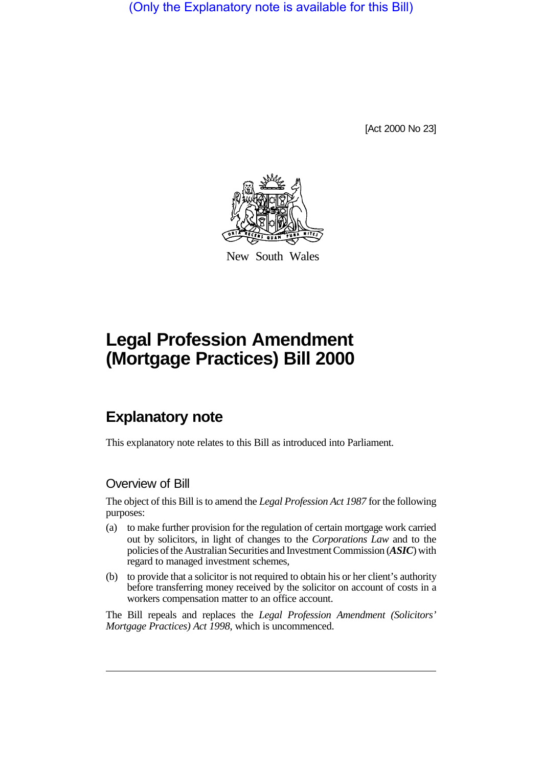(Only the Explanatory note is available for this Bill)

[Act 2000 No 23]

New South Wales

# Legal Profession Amendment (Mortgage Practices) Bill 2000

## Explanatory note

This explanatory note relates to this Bill as introduced into Parliament.

### Overview of Bill

The object of this Bill is to amend the *Legal Profession Act 1987* for the following purposes:

(a) to make further provision for the regulation of certain mortgage work carried out by solicitors, in light of changes to the *Corporations Law* and to the policies of the Australian Securities and Investment Commission (***ASIC***) with regard to managed investment schemes,

(b) to provide that a solicitor is not required to obtain his or her client's authority before transferring money received by the solicitor on account of costs in a workers compensation matter to an office account.

The Bill repeals and replaces the *Legal Profession Amendment (Solicitors' Mortgage Practices) Act 1998*, which is uncommenced.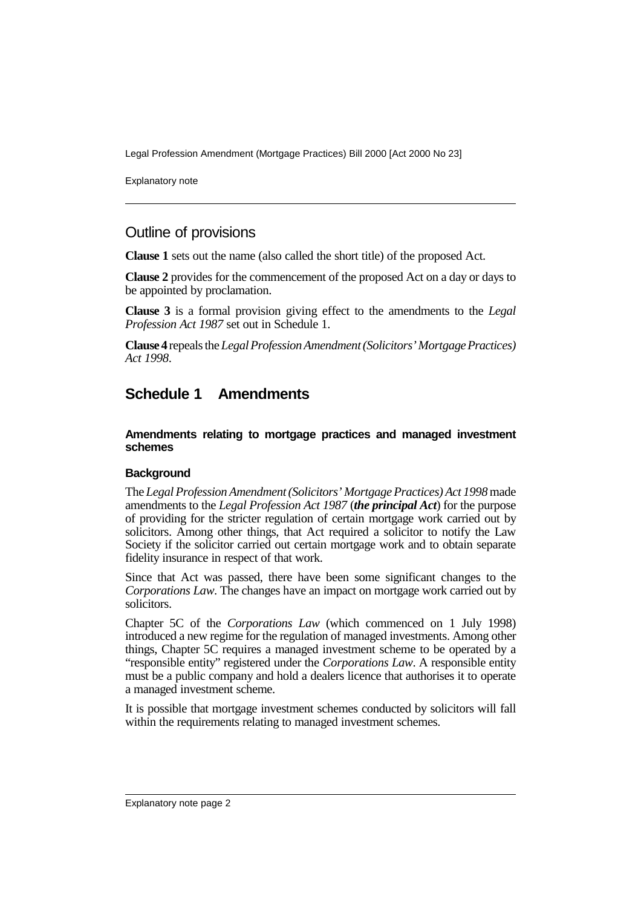## Outline of provisions

**Clause 1** sets out the name (also called the short title) of the proposed Act.

**Clause 2** provides for the commencement of the proposed Act on a day or days to be appointed by proclamation.

**Clause 3** is a formal provision giving effect to the amendments to the *Legal Profession Act 1987* set out in Schedule 1.

**Clause 4** repeals the *Legal Profession Amendment (Solicitors' Mortgage Practices) Act 1998*.

## Schedule 1 Amendments

#### Amendments relating to mortgage practices and managed investment schemes

#### Background

The *Legal Profession Amendment (Solicitors' Mortgage Practices) Act 1998* made amendments to the *Legal Profession Act 1987* (***the principal Act***) for the purpose of providing for the stricter regulation of certain mortgage work carried out by solicitors. Among other things, that Act required a solicitor to notify the Law Society if the solicitor carried out certain mortgage work and to obtain separate fidelity insurance in respect of that work.

Since that Act was passed, there have been some significant changes to the *Corporations Law*. The changes have an impact on mortgage work carried out by solicitors.

Chapter 5C of the *Corporations Law* (which commenced on 1 July 1998) introduced a new regime for the regulation of managed investments. Among other things, Chapter 5C requires a managed investment scheme to be operated by a "responsible entity" registered under the *Corporations Law*. A responsible entity must be a public company and hold a dealers licence that authorises it to operate a managed investment scheme.

It is possible that mortgage investment schemes conducted by solicitors will fall within the requirements relating to managed investment schemes.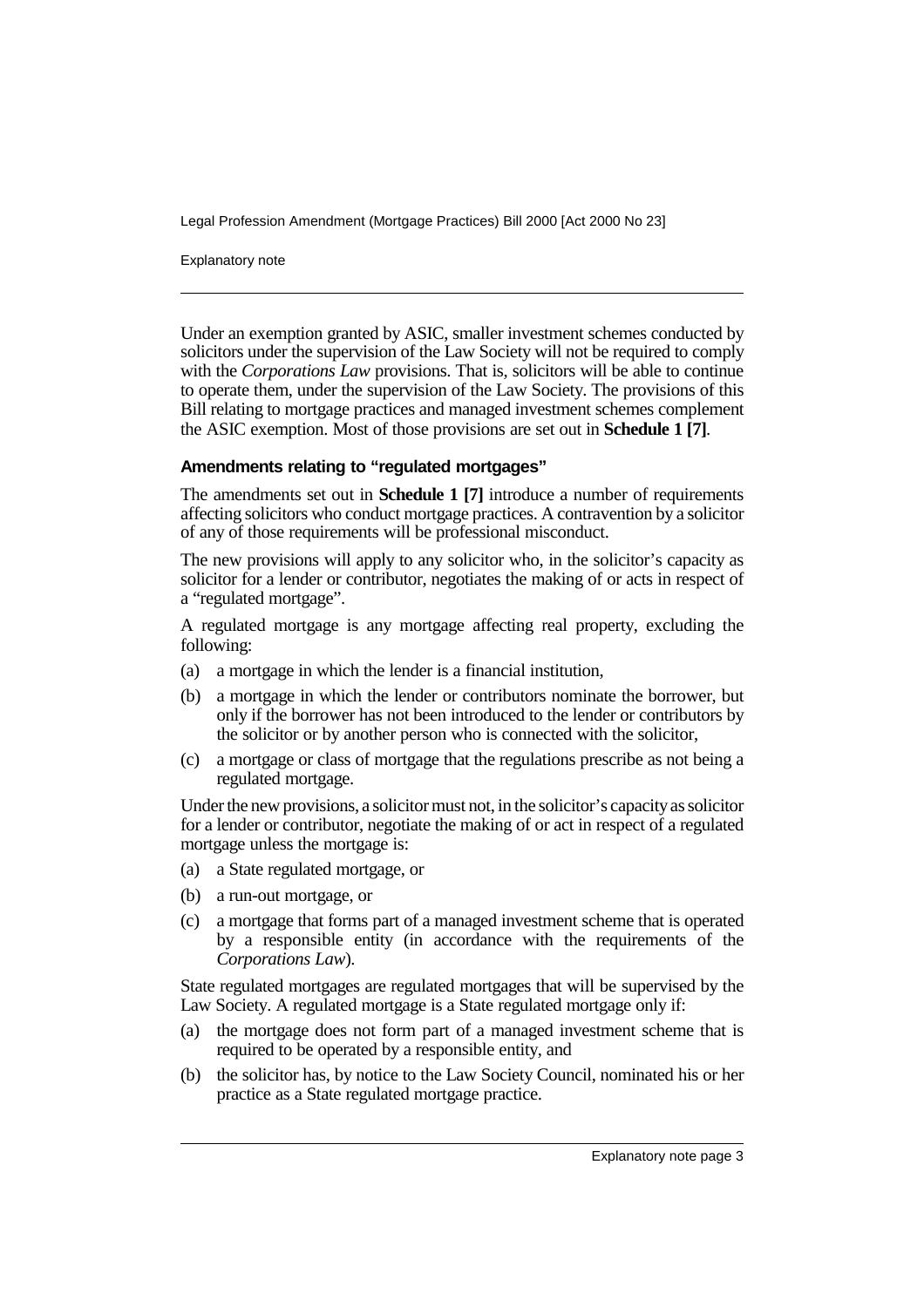Under an exemption granted by ASIC, smaller investment schemes conducted by solicitors under the supervision of the Law Society will not be required to comply with the *Corporations Law* provisions. That is, solicitors will be able to continue to operate them, under the supervision of the Law Society. The provisions of this Bill relating to mortgage practices and managed investment schemes complement the ASIC exemption. Most of those provisions are set out in **Schedule 1 [7]**.

### Amendments relating to "regulated mortgages"

The amendments set out in **Schedule 1 [7]** introduce a number of requirements affecting solicitors who conduct mortgage practices. A contravention by a solicitor of any of those requirements will be professional misconduct.

The new provisions will apply to any solicitor who, in the solicitor's capacity as solicitor for a lender or contributor, negotiates the making of or acts in respect of a "regulated mortgage".

A regulated mortgage is any mortgage affecting real property, excluding the following:

(a) a mortgage in which the lender is a financial institution,

(b) a mortgage in which the lender or contributors nominate the borrower, but only if the borrower has not been introduced to the lender or contributors by the solicitor or by another person who is connected with the solicitor,

(c) a mortgage or class of mortgage that the regulations prescribe as not being a regulated mortgage.

Under the new provisions, a solicitor must not, in the solicitor's capacity as solicitor for a lender or contributor, negotiate the making of or act in respect of a regulated mortgage unless the mortgage is:

(a) a State regulated mortgage, or

(b) a run-out mortgage, or

(c) a mortgage that forms part of a managed investment scheme that is operated by a responsible entity (in accordance with the requirements of the *Corporations Law*).

State regulated mortgages are regulated mortgages that will be supervised by the Law Society. A regulated mortgage is a State regulated mortgage only if:

(a) the mortgage does not form part of a managed investment scheme that is required to be operated by a responsible entity, and

(b) the solicitor has, by notice to the Law Society Council, nominated his or her practice as a State regulated mortgage practice.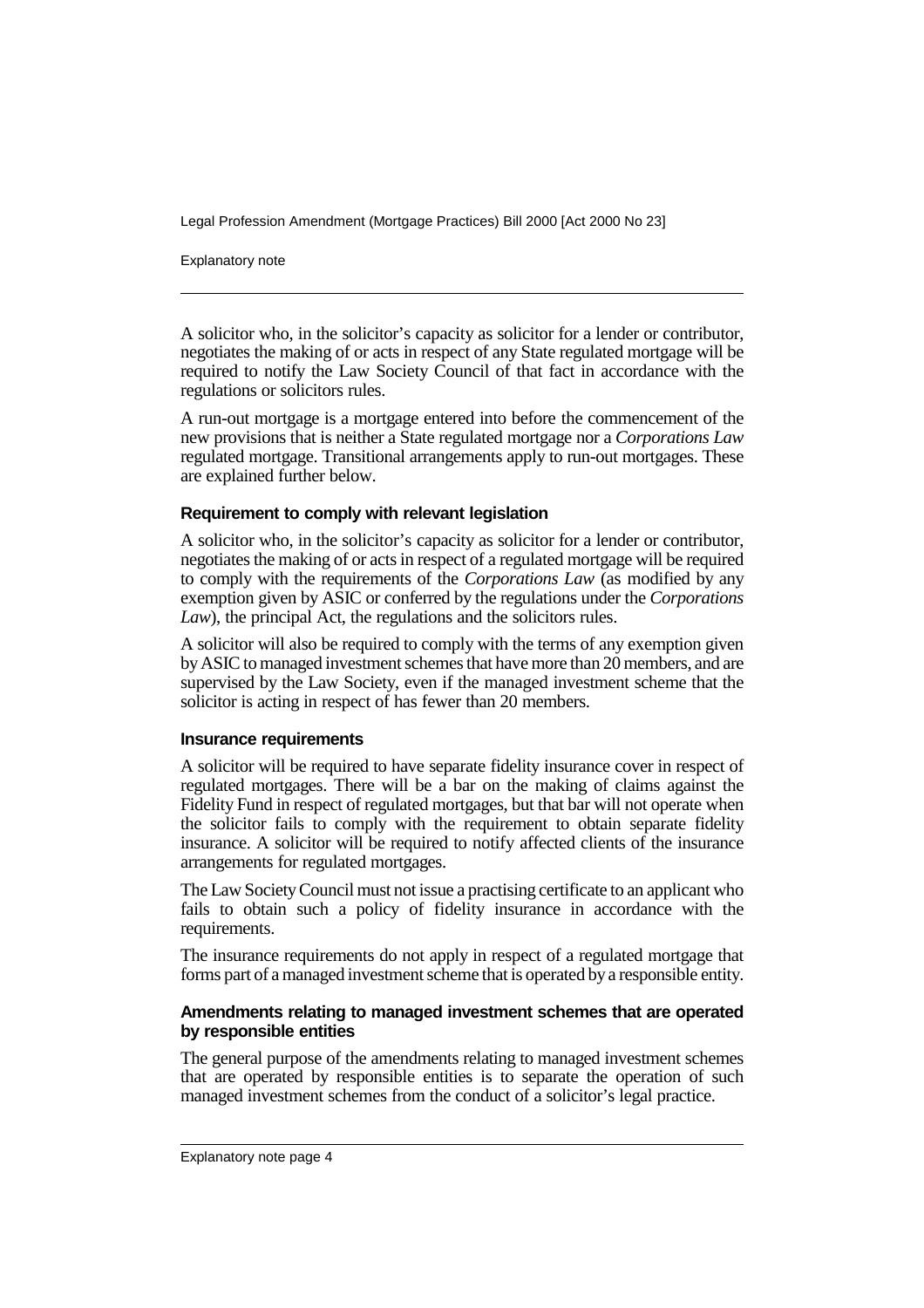A solicitor who, in the solicitor's capacity as solicitor for a lender or contributor, negotiates the making of or acts in respect of any State regulated mortgage will be required to notify the Law Society Council of that fact in accordance with the regulations or solicitors rules.

A run-out mortgage is a mortgage entered into before the commencement of the new provisions that is neither a State regulated mortgage nor a *Corporations Law* regulated mortgage. Transitional arrangements apply to run-out mortgages. These are explained further below.

#### Requirement to comply with relevant legislation

A solicitor who, in the solicitor's capacity as solicitor for a lender or contributor, negotiates the making of or acts in respect of a regulated mortgage will be required to comply with the requirements of the *Corporations Law* (as modified by any exemption given by ASIC or conferred by the regulations under the *Corporations Law*), the principal Act, the regulations and the solicitors rules.

A solicitor will also be required to comply with the terms of any exemption given by ASIC to managed investment schemes that have more than 20 members, and are supervised by the Law Society, even if the managed investment scheme that the solicitor is acting in respect of has fewer than 20 members.

#### Insurance requirements

A solicitor will be required to have separate fidelity insurance cover in respect of regulated mortgages. There will be a bar on the making of claims against the Fidelity Fund in respect of regulated mortgages, but that bar will not operate when the solicitor fails to comply with the requirement to obtain separate fidelity insurance. A solicitor will be required to notify affected clients of the insurance arrangements for regulated mortgages.

The Law Society Council must not issue a practising certificate to an applicant who fails to obtain such a policy of fidelity insurance in accordance with the requirements.

The insurance requirements do not apply in respect of a regulated mortgage that forms part of a managed investment scheme that is operated by a responsible entity.

#### Amendments relating to managed investment schemes that are operated by responsible entities

The general purpose of the amendments relating to managed investment schemes that are operated by responsible entities is to separate the operation of such managed investment schemes from the conduct of a solicitor's legal practice.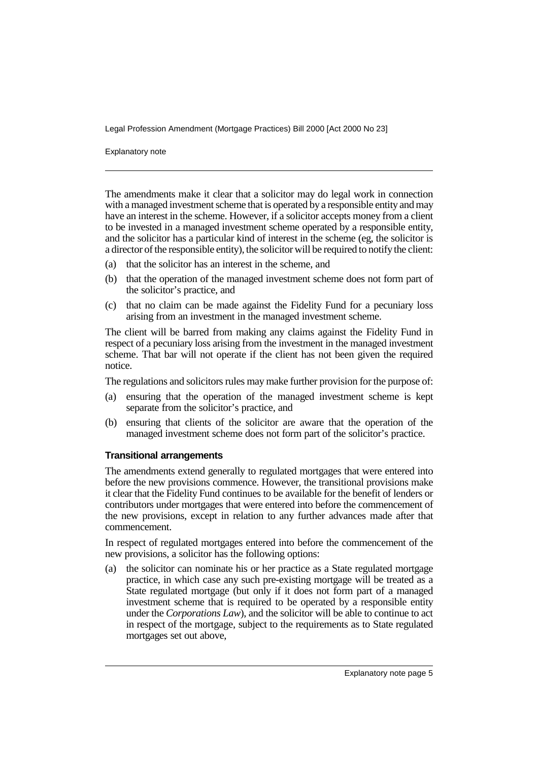The amendments make it clear that a solicitor may do legal work in connection with a managed investment scheme that is operated by a responsible entity and may have an interest in the scheme. However, if a solicitor accepts money from a client to be invested in a managed investment scheme operated by a responsible entity, and the solicitor has a particular kind of interest in the scheme (eg, the solicitor is a director of the responsible entity), the solicitor will be required to notify the client:

(a) that the solicitor has an interest in the scheme, and

(b) that the operation of the managed investment scheme does not form part of the solicitor's practice, and

(c) that no claim can be made against the Fidelity Fund for a pecuniary loss arising from an investment in the managed investment scheme.

The client will be barred from making any claims against the Fidelity Fund in respect of a pecuniary loss arising from the investment in the managed investment scheme. That bar will not operate if the client has not been given the required notice.

The regulations and solicitors rules may make further provision for the purpose of:

(a) ensuring that the operation of the managed investment scheme is kept separate from the solicitor's practice, and

(b) ensuring that clients of the solicitor are aware that the operation of the managed investment scheme does not form part of the solicitor's practice.

#### Transitional arrangements

The amendments extend generally to regulated mortgages that were entered into before the new provisions commence. However, the transitional provisions make it clear that the Fidelity Fund continues to be available for the benefit of lenders or contributors under mortgages that were entered into before the commencement of the new provisions, except in relation to any further advances made after that commencement.

In respect of regulated mortgages entered into before the commencement of the new provisions, a solicitor has the following options:

(a) the solicitor can nominate his or her practice as a State regulated mortgage practice, in which case any such pre-existing mortgage will be treated as a State regulated mortgage (but only if it does not form part of a managed investment scheme that is required to be operated by a responsible entity under the *Corporations Law*), and the solicitor will be able to continue to act in respect of the mortgage, subject to the requirements as to State regulated mortgages set out above,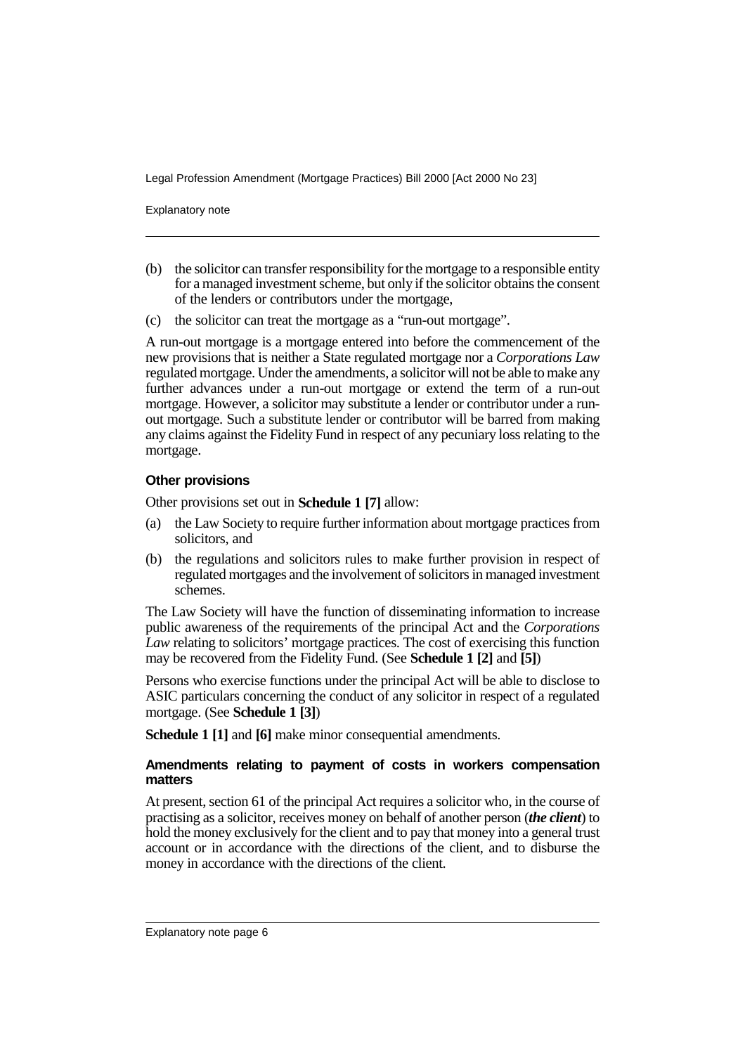(b) the solicitor can transfer responsibility for the mortgage to a responsible entity for a managed investment scheme, but only if the solicitor obtains the consent of the lenders or contributors under the mortgage,

(c) the solicitor can treat the mortgage as a "run-out mortgage".

A run-out mortgage is a mortgage entered into before the commencement of the new provisions that is neither a State regulated mortgage nor a *Corporations Law* regulated mortgage. Under the amendments, a solicitor will not be able to make any further advances under a run-out mortgage or extend the term of a run-out mortgage. However, a solicitor may substitute a lender or contributor under a run-out mortgage. Such a substitute lender or contributor will be barred from making any claims against the Fidelity Fund in respect of any pecuniary loss relating to the mortgage.

### Other provisions

Other provisions set out in **Schedule 1 [7]** allow:

(a) the Law Society to require further information about mortgage practices from solicitors, and

(b) the regulations and solicitors rules to make further provision in respect of regulated mortgages and the involvement of solicitors in managed investment schemes.

The Law Society will have the function of disseminating information to increase public awareness of the requirements of the principal Act and the *Corporations Law* relating to solicitors' mortgage practices. The cost of exercising this function may be recovered from the Fidelity Fund. (See **Schedule 1 [2]** and **[5]**)

Persons who exercise functions under the principal Act will be able to disclose to ASIC particulars concerning the conduct of any solicitor in respect of a regulated mortgage. (See **Schedule 1 [3]**)

**Schedule 1 [1]** and **[6]** make minor consequential amendments.

### Amendments relating to payment of costs in workers compensation matters

At present, section 61 of the principal Act requires a solicitor who, in the course of practising as a solicitor, receives money on behalf of another person (***the client***) to hold the money exclusively for the client and to pay that money into a general trust account or in accordance with the directions of the client, and to disburse the money in accordance with the directions of the client.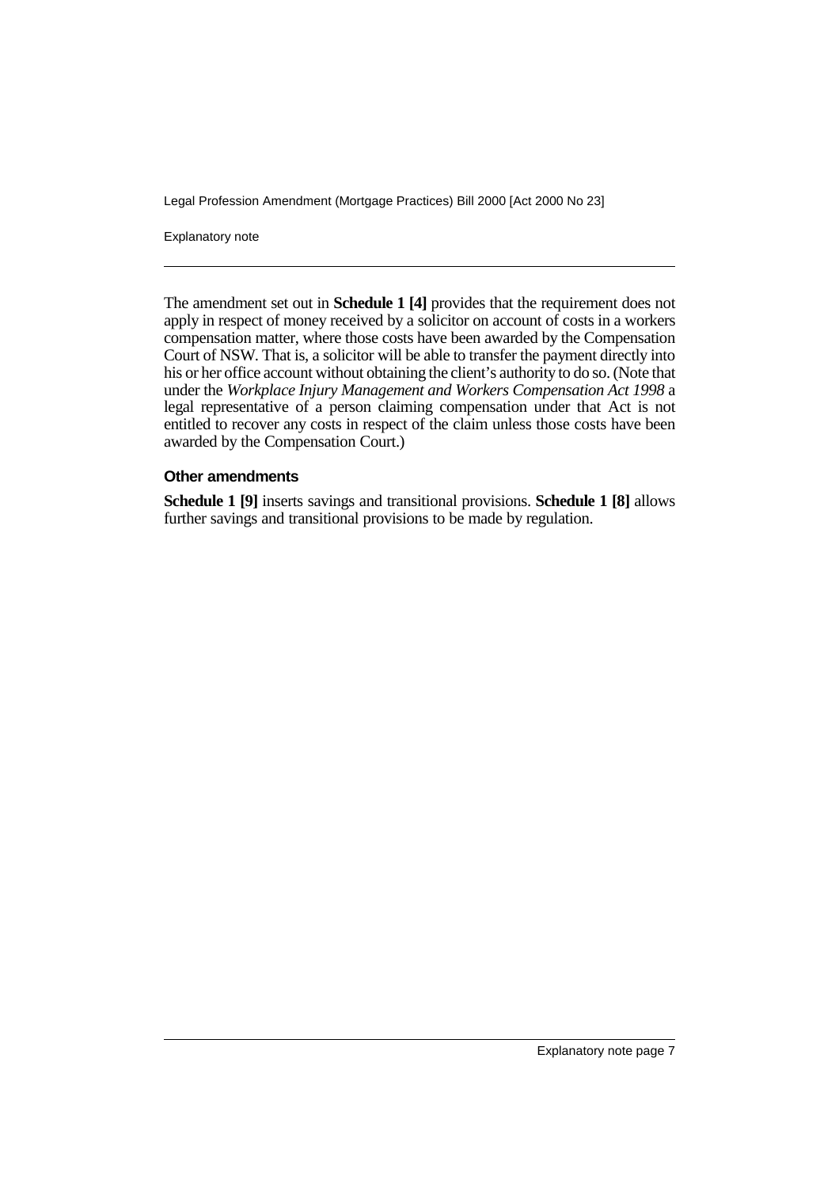The amendment set out in **Schedule 1 [4]** provides that the requirement does not apply in respect of money received by a solicitor on account of costs in a workers compensation matter, where those costs have been awarded by the Compensation Court of NSW. That is, a solicitor will be able to transfer the payment directly into his or her office account without obtaining the client's authority to do so. (Note that under the *Workplace Injury Management and Workers Compensation Act 1998* a legal representative of a person claiming compensation under that Act is not entitled to recover any costs in respect of the claim unless those costs have been awarded by the Compensation Court.)

### Other amendments

**Schedule 1 [9]** inserts savings and transitional provisions. **Schedule 1 [8]** allows further savings and transitional provisions to be made by regulation.